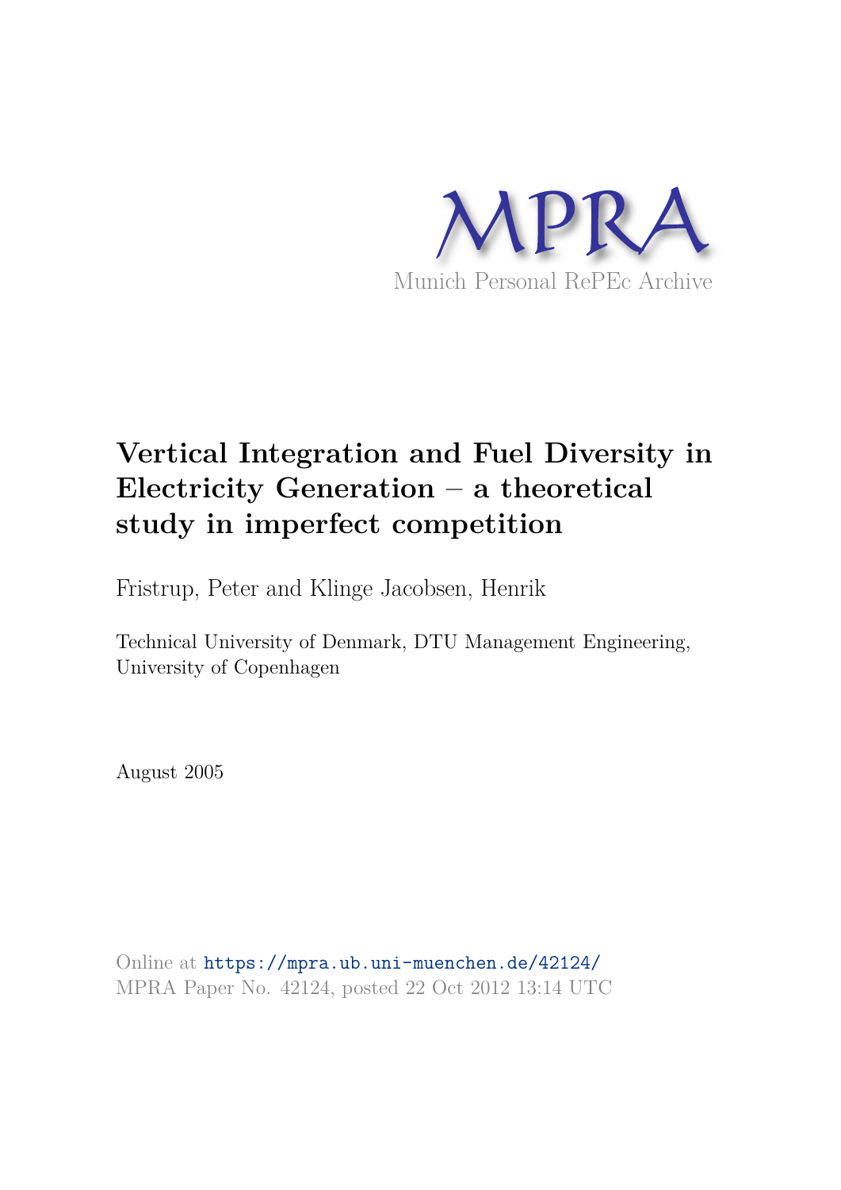MPRA

Munich Personal RePEc Archive

# Vertical Integration and Fuel Diversity in Electricity Generation – a theoretical study in imperfect competition

Fristrup, Peter and Klinge Jacobsen, Henrik

Technical University of Denmark, DTU Management Engineering, University of Copenhagen

August 2005

Online at https://mpra.ub.uni-muenchen.de/42124/
MPRA Paper No. 42124, posted 22 Oct 2012 13:14 UTC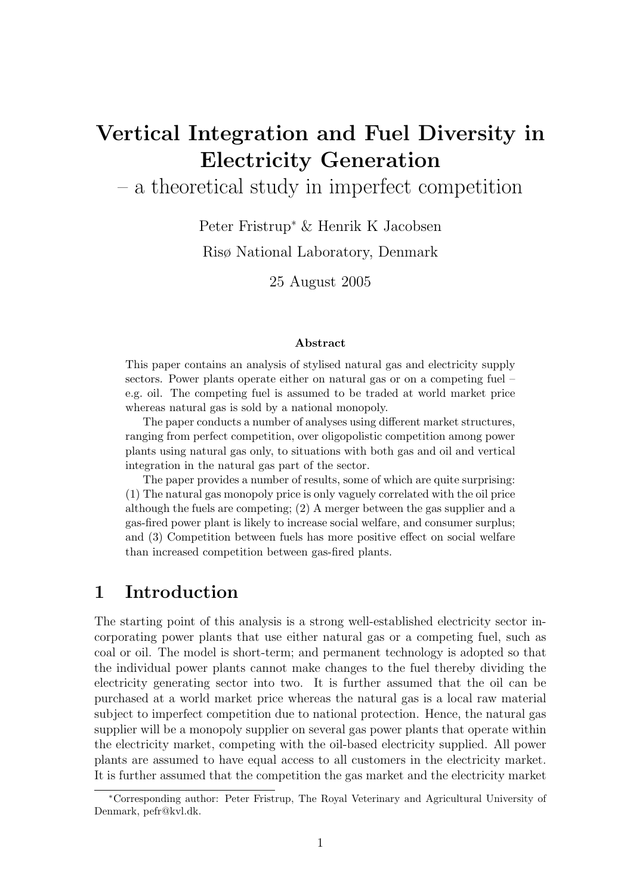# Vertical Integration and Fuel Diversity in Electricity Generation

– a theoretical study in imperfect competition

Peter Fristrup* & Henrik K Jacobsen

Risø National Laboratory, Denmark

25 August 2005

### Abstract

This paper contains an analysis of stylised natural gas and electricity supply sectors. Power plants operate either on natural gas or on a competing fuel – e.g. oil. The competing fuel is assumed to be traded at world market price whereas natural gas is sold by a national monopoly.

The paper conducts a number of analyses using different market structures, ranging from perfect competition, over oligopolistic competition among power plants using natural gas only, to situations with both gas and oil and vertical integration in the natural gas part of the sector.

The paper provides a number of results, some of which are quite surprising: (1) The natural gas monopoly price is only vaguely correlated with the oil price although the fuels are competing; (2) A merger between the gas supplier and a gas-fired power plant is likely to increase social welfare, and consumer surplus; and (3) Competition between fuels has more positive effect on social welfare than increased competition between gas-fired plants.

## 1 Introduction

The starting point of this analysis is a strong well-established electricity sector incorporating power plants that use either natural gas or a competing fuel, such as coal or oil. The model is short-term; and permanent technology is adopted so that the individual power plants cannot make changes to the fuel thereby dividing the electricity generating sector into two. It is further assumed that the oil can be purchased at a world market price whereas the natural gas is a local raw material subject to imperfect competition due to national protection. Hence, the natural gas supplier will be a monopoly supplier on several gas power plants that operate within the electricity market, competing with the oil-based electricity supplied. All power plants are assumed to have equal access to all customers in the electricity market. It is further assumed that the competition the gas market and the electricity market

*Corresponding author: Peter Fristrup, The Royal Veterinary and Agricultural University of Denmark, pefr@kvl.dk.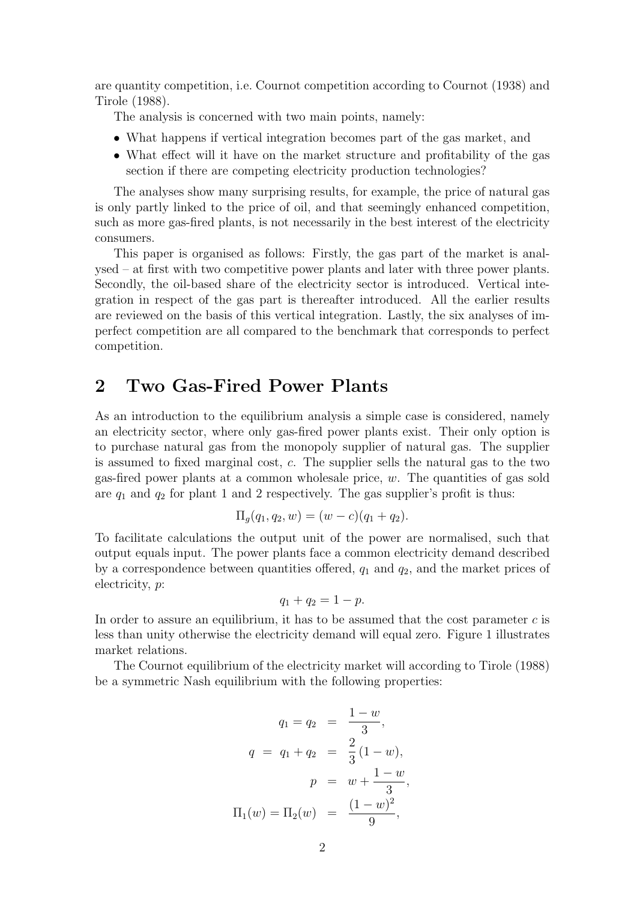are quantity competition, i.e. Cournot competition according to Cournot (1938) and Tirole (1988).

The analysis is concerned with two main points, namely:

- What happens if vertical integration becomes part of the gas market, and
- What effect will it have on the market structure and profitability of the gas section if there are competing electricity production technologies?

The analyses show many surprising results, for example, the price of natural gas is only partly linked to the price of oil, and that seemingly enhanced competition, such as more gas-fired plants, is not necessarily in the best interest of the electricity consumers.

This paper is organised as follows: Firstly, the gas part of the market is analysed – at first with two competitive power plants and later with three power plants. Secondly, the oil-based share of the electricity sector is introduced. Vertical integration in respect of the gas part is thereafter introduced. All the earlier results are reviewed on the basis of this vertical integration. Lastly, the six analyses of imperfect competition are all compared to the benchmark that corresponds to perfect competition.

# 2 Two Gas-Fired Power Plants

As an introduction to the equilibrium analysis a simple case is considered, namely an electricity sector, where only gas-fired power plants exist. Their only option is to purchase natural gas from the monopoly supplier of natural gas. The supplier is assumed to fixed marginal cost, $c$. The supplier sells the natural gas to the two gas-fired power plants at a common wholesale price, $w$. The quantities of gas sold are $q_1$ and $q_2$ for plant 1 and 2 respectively. The gas supplier's profit is thus:

$$\Pi_g(q_1, q_2, w) = (w - c)(q_1 + q_2).$$

To facilitate calculations the output unit of the power are normalised, such that output equals input. The power plants face a common electricity demand described by a correspondence between quantities offered, $q_1$ and $q_2$, and the market prices of electricity, $p$:

$$q_1 + q_2 = 1 - p.$$

In order to assure an equilibrium, it has to be assumed that the cost parameter $c$ is less than unity otherwise the electricity demand will equal zero. Figure 1 illustrates market relations.

The Cournot equilibrium of the electricity market will according to Tirole (1988) be a symmetric Nash equilibrium with the following properties:

$$\begin{aligned}
q_1 = q_2 &= \frac{1-w}{3}, \\
q \;=\; q_1 + q_2 &= \frac{2}{3}(1-w), \\
p &= w + \frac{1-w}{3}, \\
\Pi_1(w) = \Pi_2(w) &= \frac{(1-w)^2}{9},
\end{aligned}$$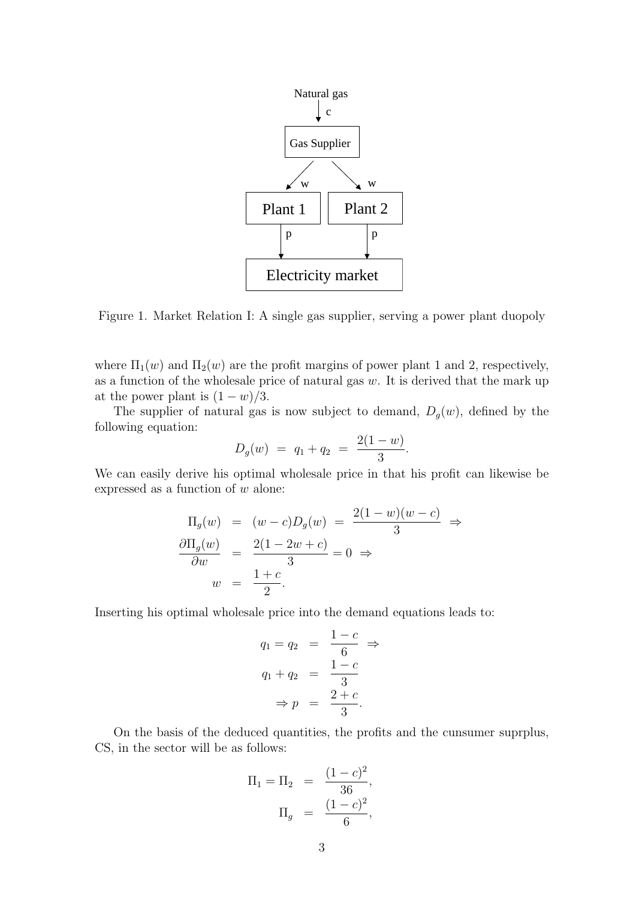Figure 1. Market Relation I: A single gas supplier, serving a power plant duopoly

where $\Pi_1(w)$ and $\Pi_2(w)$ are the profit margins of power plant 1 and 2, respectively, as a function of the wholesale price of natural gas $w$. It is derived that the mark up at the power plant is $(1-w)/3$.

The supplier of natural gas is now subject to demand, $D_g(w)$, defined by the following equation:

$$D_g(w) \ = \ q_1 + q_2 \ = \ \frac{2(1-w)}{3}.$$

We can easily derive his optimal wholesale price in that his profit can likewise be expressed as a function of $w$ alone:

$$\begin{aligned}
\Pi_g(w) &= (w-c)D_g(w) \ = \ \frac{2(1-w)(w-c)}{3} \ \Rightarrow \\
\frac{\partial \Pi_g(w)}{\partial w} &= \frac{2(1-2w+c)}{3} = 0 \ \Rightarrow \\
w &= \frac{1+c}{2}.
\end{aligned}$$

Inserting his optimal wholesale price into the demand equations leads to:

$$\begin{aligned}
q_1 = q_2 &= \frac{1-c}{6} \ \Rightarrow \\
q_1 + q_2 &= \frac{1-c}{3} \\
\Rightarrow p &= \frac{2+c}{3}.
\end{aligned}$$

On the basis of the deduced quantities, the profits and the cunsumer suprplus, CS, in the sector will be as follows:

$$\begin{aligned}
\Pi_1 = \Pi_2 &= \frac{(1-c)^2}{36}, \\
\Pi_g &= \frac{(1-c)^2}{6},
\end{aligned}$$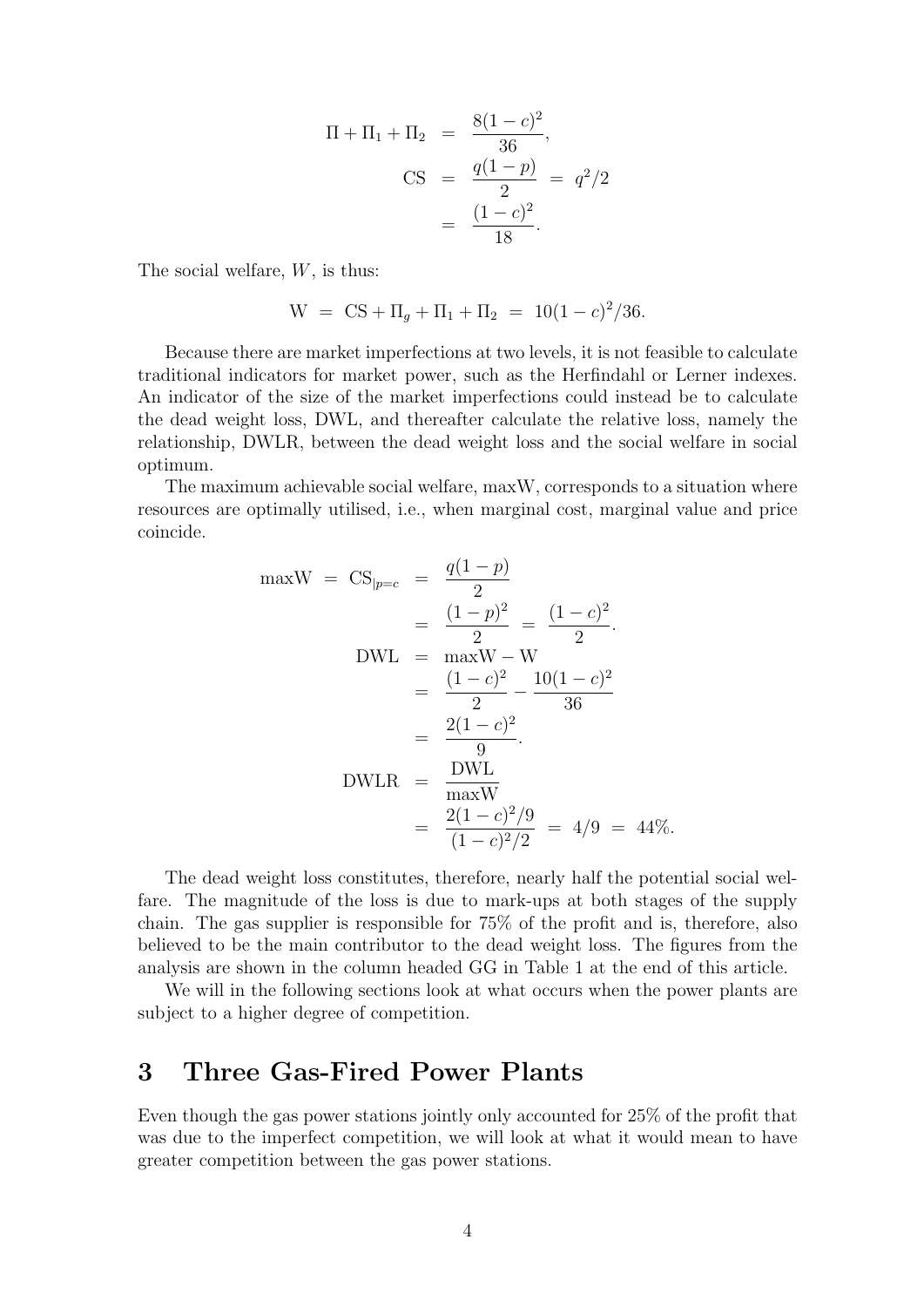$$
\begin{aligned}
\Pi + \Pi_1 + \Pi_2 &= \frac{8(1-c)^2}{36}, \\
\text{CS} &= \frac{q(1-p)}{2} = q^2/2 \\
&= \frac{(1-c)^2}{18}.
\end{aligned}
$$

The social welfare, $W$, is thus:

$$
\text{W} = \text{CS} + \Pi_g + \Pi_1 + \Pi_2 = 10(1-c)^2/36.
$$

Because there are market imperfections at two levels, it is not feasible to calculate traditional indicators for market power, such as the Herfindahl or Lerner indexes. An indicator of the size of the market imperfections could instead be to calculate the dead weight loss, DWL, and thereafter calculate the relative loss, namely the relationship, DWLR, between the dead weight loss and the social welfare in social optimum.

The maximum achievable social welfare, maxW, corresponds to a situation where resources are optimally utilised, i.e., when marginal cost, marginal value and price coincide.

$$
\begin{aligned}
\text{maxW} = \text{CS}_{|p=c} &= \frac{q(1-p)}{2} \\
&= \frac{(1-p)^2}{2} = \frac{(1-c)^2}{2}. \\
\text{DWL} &= \text{maxW} - \text{W} \\
&= \frac{(1-c)^2}{2} - \frac{10(1-c)^2}{36} \\
&= \frac{2(1-c)^2}{9}. \\
\text{DWLR} &= \frac{\text{DWL}}{\text{maxW}} \\
&= \frac{2(1-c)^2/9}{(1-c)^2/2} = 4/9 = 44\%.
\end{aligned}
$$

The dead weight loss constitutes, therefore, nearly half the potential social welfare. The magnitude of the loss is due to mark-ups at both stages of the supply chain. The gas supplier is responsible for 75% of the profit and is, therefore, also believed to be the main contributor to the dead weight loss. The figures from the analysis are shown in the column headed GG in Table 1 at the end of this article.

We will in the following sections look at what occurs when the power plants are subject to a higher degree of competition.

## 3 Three Gas-Fired Power Plants

Even though the gas power stations jointly only accounted for 25% of the profit that was due to the imperfect competition, we will look at what it would mean to have greater competition between the gas power stations.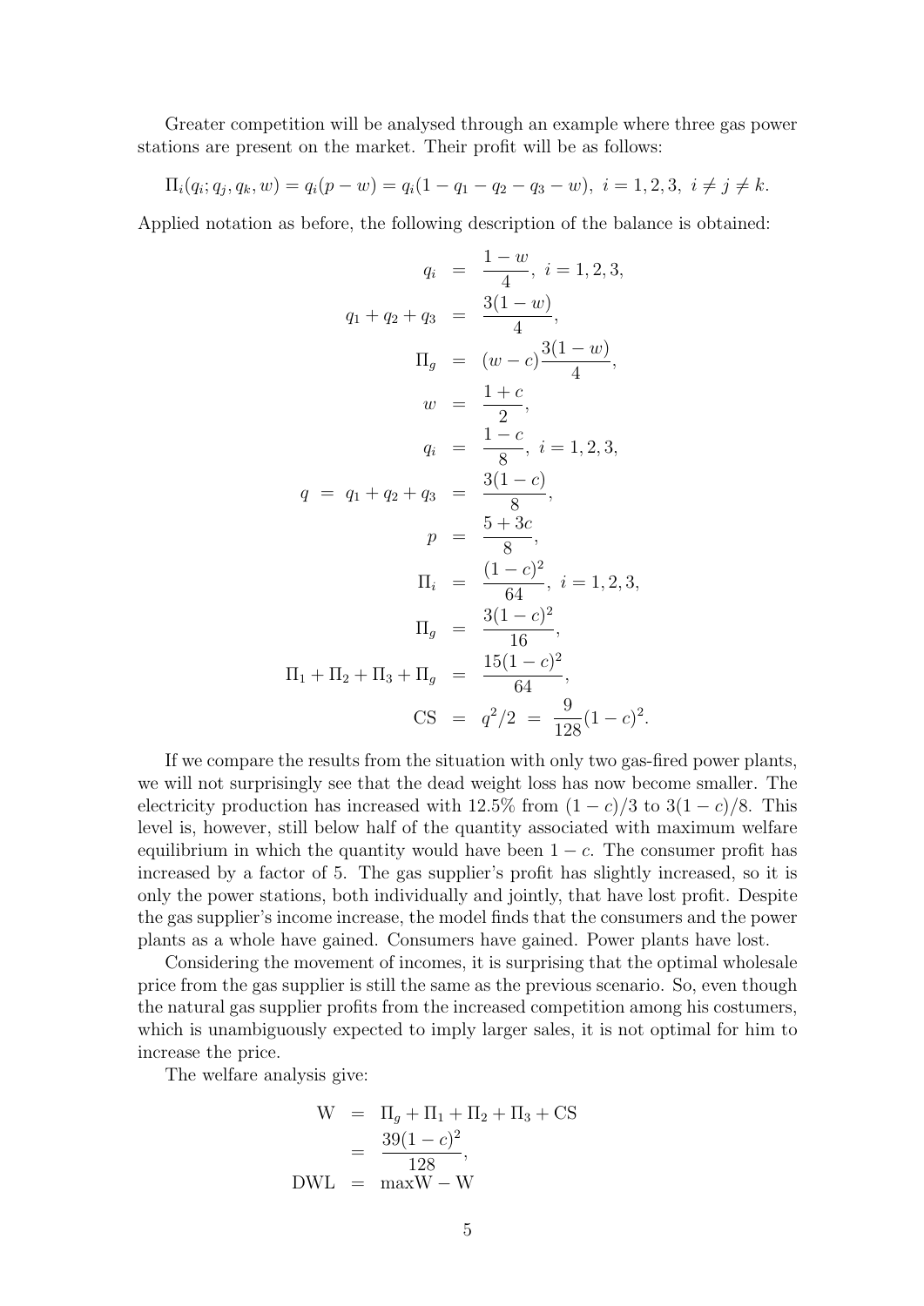Greater competition will be analysed through an example where three gas power stations are present on the market. Their profit will be as follows:

$$\Pi_i(q_i; q_j, q_k, w) = q_i(p - w) = q_i(1 - q_1 - q_2 - q_3 - w), \ i = 1, 2, 3, \ i \neq j \neq k.$$

Applied notation as before, the following description of the balance is obtained:

$$\begin{aligned}
q_i &= \frac{1-w}{4}, \ i = 1, 2, 3, \\
q_1 + q_2 + q_3 &= \frac{3(1-w)}{4}, \\
\Pi_g &= (w - c)\frac{3(1-w)}{4}, \\
w &= \frac{1+c}{2}, \\
q_i &= \frac{1-c}{8}, \ i = 1, 2, 3, \\
q \ = \ q_1 + q_2 + q_3 &= \frac{3(1-c)}{8}, \\
p &= \frac{5+3c}{8}, \\
\Pi_i &= \frac{(1-c)^2}{64}, \ i = 1, 2, 3, \\
\Pi_g &= \frac{3(1-c)^2}{16}, \\
\Pi_1 + \Pi_2 + \Pi_3 + \Pi_g &= \frac{15(1-c)^2}{64}, \\
\mathrm{CS} &= q^2/2 \ = \ \frac{9}{128}(1-c)^2.
\end{aligned}$$

If we compare the results from the situation with only two gas-fired power plants, we will not surprisingly see that the dead weight loss has now become smaller. The electricity production has increased with 12.5% from $(1-c)/3$ to $3(1-c)/8$. This level is, however, still below half of the quantity associated with maximum welfare equilibrium in which the quantity would have been $1 - c$. The consumer profit has increased by a factor of 5. The gas supplier's profit has slightly increased, so it is only the power stations, both individually and jointly, that have lost profit. Despite the gas supplier's income increase, the model finds that the consumers and the power plants as a whole have gained. Consumers have gained. Power plants have lost.

Considering the movement of incomes, it is surprising that the optimal wholesale price from the gas supplier is still the same as the previous scenario. So, even though the natural gas supplier profits from the increased competition among his costumers, which is unambiguously expected to imply larger sales, it is not optimal for him to increase the price.

The welfare analysis give:

$$\begin{aligned}
\mathrm{W} &= \Pi_g + \Pi_1 + \Pi_2 + \Pi_3 + \mathrm{CS} \\
&= \frac{39(1-c)^2}{128}, \\
\mathrm{DWL} &= \max\mathrm{W} - \mathrm{W}
\end{aligned}$$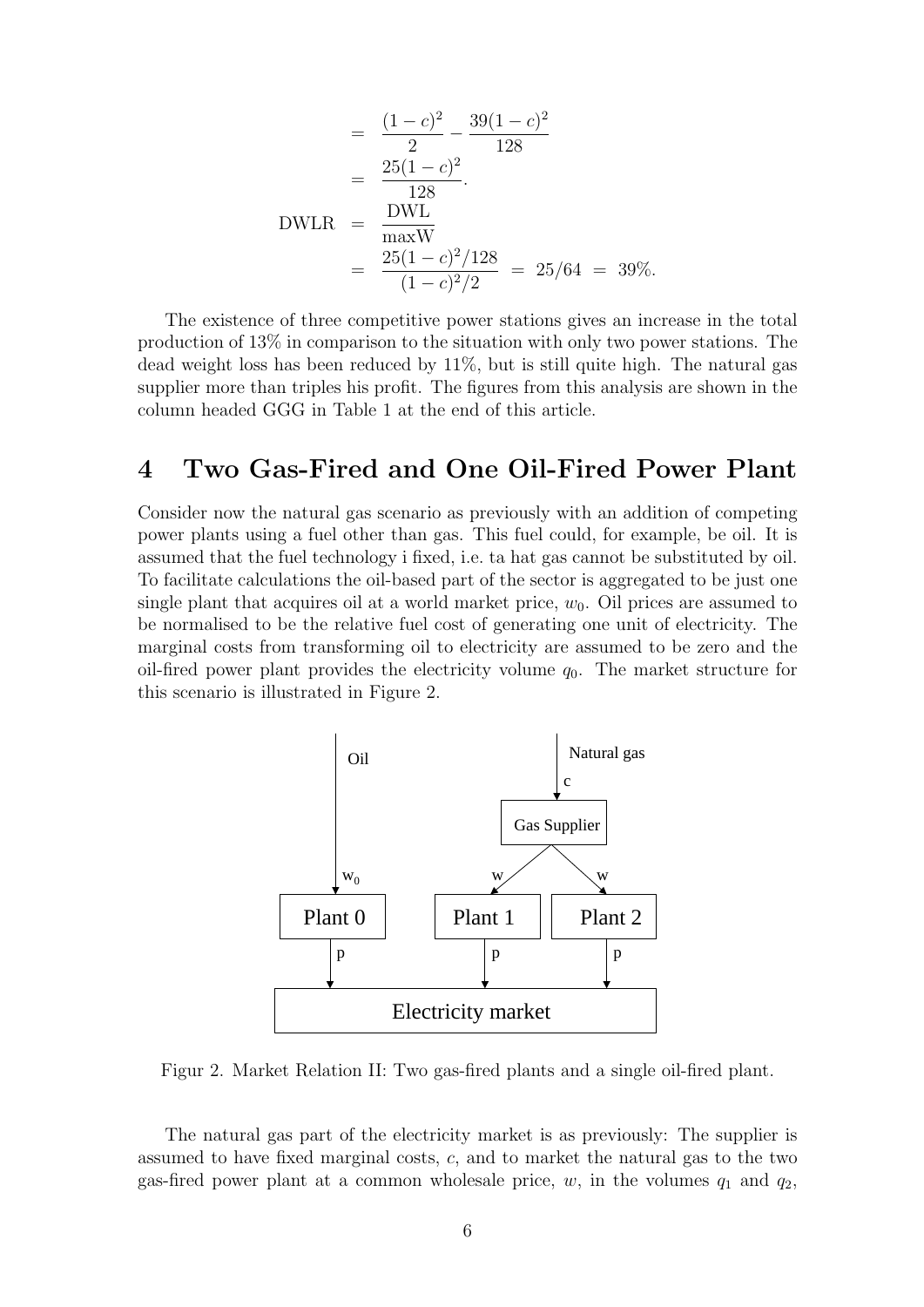$$
\begin{aligned}
&= \frac{(1-c)^2}{2} - \frac{39(1-c)^2}{128} \\
&= \frac{25(1-c)^2}{128}. \\
\text{DWLR} &= \frac{\text{DWL}}{\text{maxW}} \\
&= \frac{25(1-c)^2/128}{(1-c)^2/2} \;=\; 25/64 \;=\; 39\%.
\end{aligned}
$$

The existence of three competitive power stations gives an increase in the total production of 13% in comparison to the situation with only two power stations. The dead weight loss has been reduced by 11%, but is still quite high. The natural gas supplier more than triples his profit. The figures from this analysis are shown in the column headed GGG in Table 1 at the end of this article.

## 4 Two Gas-Fired and One Oil-Fired Power Plant

Consider now the natural gas scenario as previously with an addition of competing power plants using a fuel other than gas. This fuel could, for example, be oil. It is assumed that the fuel technology i fixed, i.e. ta hat gas cannot be substituted by oil. To facilitate calculations the oil-based part of the sector is aggregated to be just one single plant that acquires oil at a world market price, $w_0$. Oil prices are assumed to be normalised to be the relative fuel cost of generating one unit of electricity. The marginal costs from transforming oil to electricity are assumed to be zero and the oil-fired power plant provides the electricity volume $q_0$. The market structure for this scenario is illustrated in Figure 2.

Figur 2. Market Relation II: Two gas-fired plants and a single oil-fired plant.

The natural gas part of the electricity market is as previously: The supplier is assumed to have fixed marginal costs, $c$, and to market the natural gas to the two gas-fired power plant at a common wholesale price, $w$, in the volumes $q_1$ and $q_2$,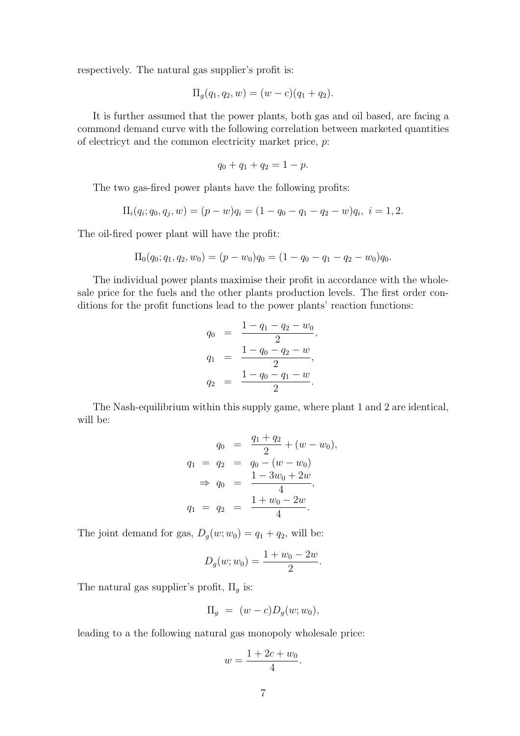respectively. The natural gas supplier's profit is:

$$\Pi_g(q_1, q_2, w) = (w - c)(q_1 + q_2).$$

It is further assumed that the power plants, both gas and oil based, are facing a commond demand curve with the following correlation between marketed quantities of electricyt and the common electricity market price, $p$:

$$q_0 + q_1 + q_2 = 1 - p.$$

The two gas-fired power plants have the following profits:

$$\Pi_i(q_i; q_0, q_j, w) = (p - w)q_i = (1 - q_0 - q_1 - q_2 - w)q_i, \ i = 1, 2.$$

The oil-fired power plant will have the profit:

$$\Pi_0(q_0; q_1, q_2, w_0) = (p - w_0)q_0 = (1 - q_0 - q_1 - q_2 - w_0)q_0.$$

The individual power plants maximise their profit in accordance with the wholesale price for the fuels and the other plants production levels. The first order conditions for the profit functions lead to the power plants' reaction functions:

$$\begin{aligned}
q_0 &= \frac{1 - q_1 - q_2 - w_0}{2}, \\
q_1 &= \frac{1 - q_0 - q_2 - w}{2}, \\
q_2 &= \frac{1 - q_0 - q_1 - w}{2}.
\end{aligned}$$

The Nash-equilibrium within this supply game, where plant 1 and 2 are identical, will be:

$$\begin{aligned}
q_0 &= \frac{q_1 + q_2}{2} + (w - w_0), \\
q_1 = q_2 &= q_0 - (w - w_0) \\
\Rightarrow q_0 &= \frac{1 - 3w_0 + 2w}{4}, \\
q_1 = q_2 &= \frac{1 + w_0 - 2w}{4}.
\end{aligned}$$

The joint demand for gas, $D_g(w; w_0) = q_1 + q_2$, will be:

$$D_g(w; w_0) = \frac{1 + w_0 - 2w}{2}.$$

The natural gas supplier's profit, $\Pi_g$ is:

$$\Pi_g = (w - c)D_g(w; w_0),$$

leading to a the following natural gas monopoly wholesale price:

$$w = \frac{1 + 2c + w_0}{4}.$$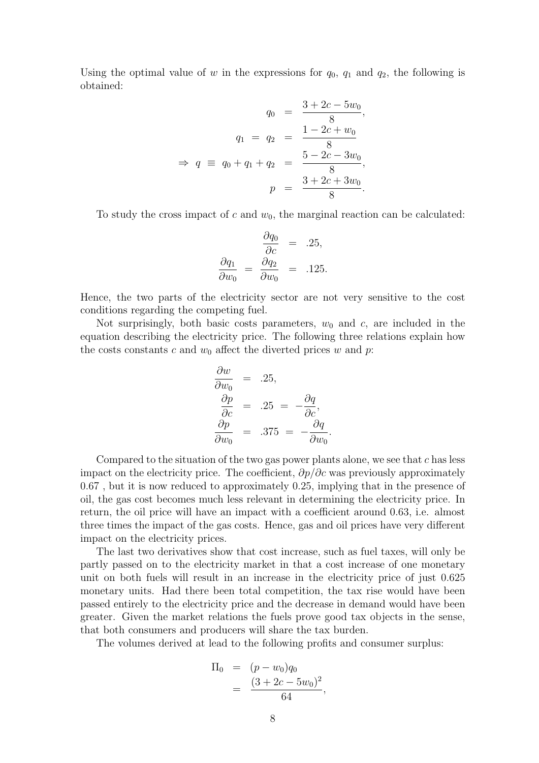Using the optimal value of $w$ in the expressions for $q_0$, $q_1$ and $q_2$, the following is obtained:

$$
\begin{aligned}
q_0 &= \frac{3+2c-5w_0}{8}, \\
q_1 = q_2 &= \frac{1-2c+w_0}{8} \\
\Rightarrow q \equiv q_0+q_1+q_2 &= \frac{5-2c-3w_0}{8}, \\
p &= \frac{3+2c+3w_0}{8}.
\end{aligned}
$$

To study the cross impact of $c$ and $w_0$, the marginal reaction can be calculated:

$$
\begin{aligned}
\frac{\partial q_0}{\partial c} &= .25, \\
\frac{\partial q_1}{\partial w_0} = \frac{\partial q_2}{\partial w_0} &= .125.
\end{aligned}
$$

Hence, the two parts of the electricity sector are not very sensitive to the cost conditions regarding the competing fuel.

Not surprisingly, both basic costs parameters, $w_0$ and $c$, are included in the equation describing the electricity price. The following three relations explain how the costs constants $c$ and $w_0$ affect the diverted prices $w$ and $p$:

$$
\begin{aligned}
\frac{\partial w}{\partial w_0} &= .25, \\
\frac{\partial p}{\partial c} &= .25 = -\frac{\partial q}{\partial c}, \\
\frac{\partial p}{\partial w_0} &= .375 = -\frac{\partial q}{\partial w_0}.
\end{aligned}
$$

Compared to the situation of the two gas power plants alone, we see that $c$ has less impact on the electricity price. The coefficient, $\partial p/\partial c$ was previously approximately 0.67 , but it is now reduced to approximately 0.25, implying that in the presence of oil, the gas cost becomes much less relevant in determining the electricity price. In return, the oil price will have an impact with a coefficient around 0.63, i.e. almost three times the impact of the gas costs. Hence, gas and oil prices have very different impact on the electricity prices.

The last two derivatives show that cost increase, such as fuel taxes, will only be partly passed on to the electricity market in that a cost increase of one monetary unit on both fuels will result in an increase in the electricity price of just 0.625 monetary units. Had there been total competition, the tax rise would have been passed entirely to the electricity price and the decrease in demand would have been greater. Given the market relations the fuels prove good tax objects in the sense, that both consumers and producers will share the tax burden.

The volumes derived at lead to the following profits and consumer surplus:

$$
\begin{aligned}
\Pi_0 &= (p-w_0)q_0 \\
&= \frac{(3+2c-5w_0)^2}{64},
\end{aligned}
$$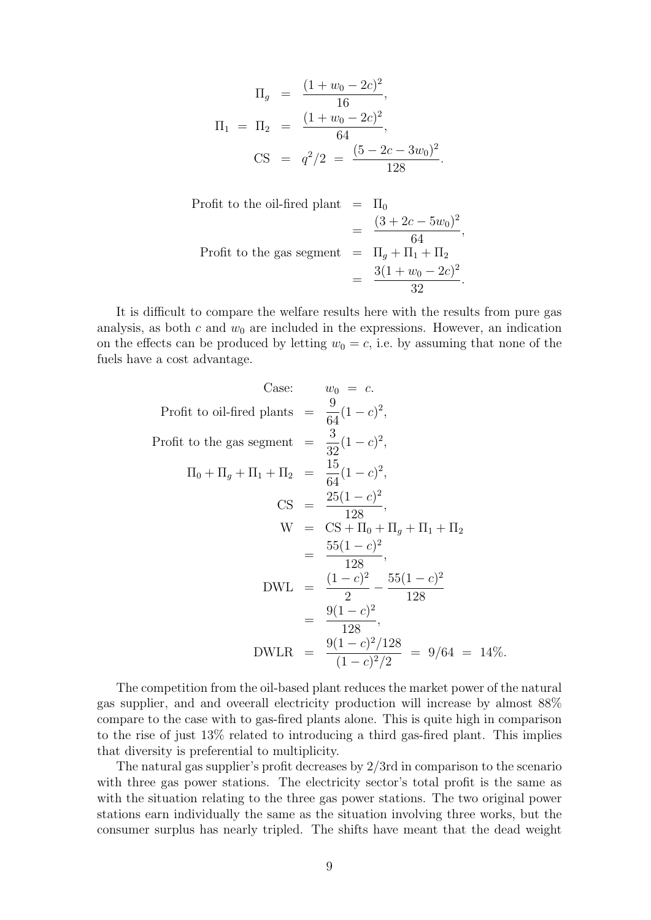$$
\begin{aligned}
\Pi_g &= \frac{(1+w_0-2c)^2}{16}, \\
\Pi_1 \ = \ \Pi_2 &= \frac{(1+w_0-2c)^2}{64}, \\
\text{CS} &= q^2/2 \ = \ \frac{(5-2c-3w_0)^2}{128}.
\end{aligned}
$$

$$
\begin{aligned}
\text{Profit to the oil-fired plant} &= \Pi_0 \\
&= \frac{(3+2c-5w_0)^2}{64}, \\
\text{Profit to the gas segment} &= \Pi_g + \Pi_1 + \Pi_2 \\
&= \frac{3(1+w_0-2c)^2}{32}.
\end{aligned}
$$

It is difficult to compare the welfare results here with the results from pure gas analysis, as both $c$ and $w_0$ are included in the expressions. However, an indication on the effects can be produced by letting $w_0 = c$, i.e. by assuming that none of the fuels have a cost advantage.

$$
\begin{aligned}
\text{Case:} \quad & w_0 \ = \ c. \\
\text{Profit to oil-fired plants} &= \frac{9}{64}(1-c)^2, \\
\text{Profit to the gas segment} &= \frac{3}{32}(1-c)^2, \\
\Pi_0 + \Pi_g + \Pi_1 + \Pi_2 &= \frac{15}{64}(1-c)^2, \\
\text{CS} &= \frac{25(1-c)^2}{128}, \\
\text{W} &= \text{CS} + \Pi_0 + \Pi_g + \Pi_1 + \Pi_2 \\
&= \frac{55(1-c)^2}{128}, \\
\text{DWL} &= \frac{(1-c)^2}{2} - \frac{55(1-c)^2}{128} \\
&= \frac{9(1-c)^2}{128}, \\
\text{DWLR} &= \frac{9(1-c)^2/128}{(1-c)^2/2} \ = \ 9/64 \ = \ 14\%.
\end{aligned}
$$

The competition from the oil-based plant reduces the market power of the natural gas supplier, and and oveerall electricity production will increase by almost 88% compare to the case with to gas-fired plants alone. This is quite high in comparison to the rise of just 13% related to introducing a third gas-fired plant. This implies that diversity is preferential to multiplicity.

The natural gas supplier's profit decreases by 2/3rd in comparison to the scenario with three gas power stations. The electricity sector's total profit is the same as with the situation relating to the three gas power stations. The two original power stations earn individually the same as the situation involving three works, but the consumer surplus has nearly tripled. The shifts have meant that the dead weight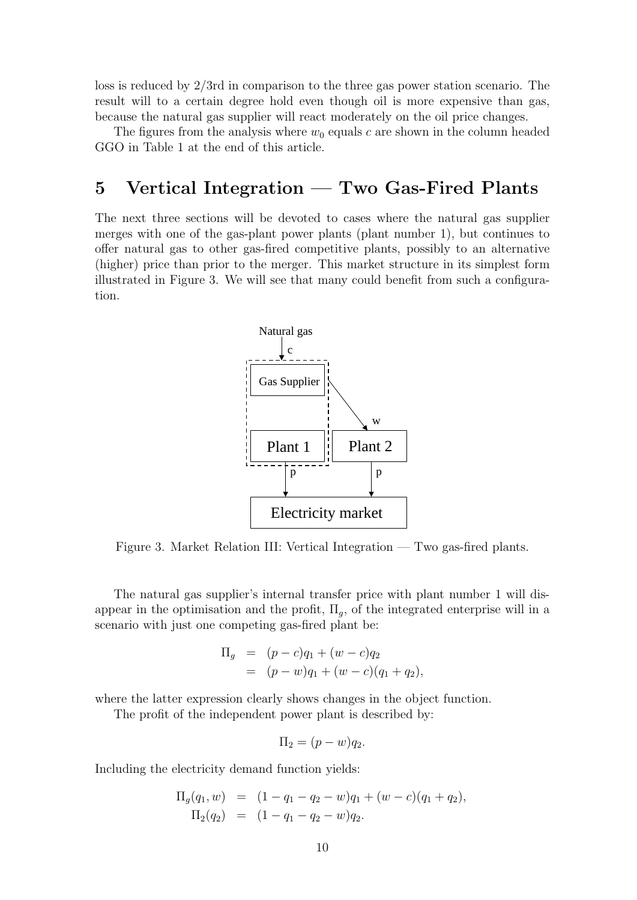loss is reduced by 2/3rd in comparison to the three gas power station scenario. The result will to a certain degree hold even though oil is more expensive than gas, because the natural gas supplier will react moderately on the oil price changes.

The figures from the analysis where $w_0$ equals $c$ are shown in the column headed GGO in Table 1 at the end of this article.

# 5 Vertical Integration — Two Gas-Fired Plants

The next three sections will be devoted to cases where the natural gas supplier merges with one of the gas-plant power plants (plant number 1), but continues to offer natural gas to other gas-fired competitive plants, possibly to an alternative (higher) price than prior to the merger. This market structure in its simplest form illustrated in Figure 3. We will see that many could benefit from such a configuration.

Figure 3. Market Relation III: Vertical Integration — Two gas-fired plants.

The natural gas supplier's internal transfer price with plant number 1 will disappear in the optimisation and the profit, $\Pi_g$, of the integrated enterprise will in a scenario with just one competing gas-fired plant be:

$$
\begin{aligned}
\Pi_g &= (p-c)q_1 + (w-c)q_2 \\
&= (p-w)q_1 + (w-c)(q_1+q_2),
\end{aligned}
$$

where the latter expression clearly shows changes in the object function.

The profit of the independent power plant is described by:

$$
\Pi_2 = (p-w)q_2.
$$

Including the electricity demand function yields:

$$
\begin{aligned}
\Pi_g(q_1, w) &= (1-q_1-q_2-w)q_1 + (w-c)(q_1+q_2), \\
\Pi_2(q_2) &= (1-q_1-q_2-w)q_2.
\end{aligned}
$$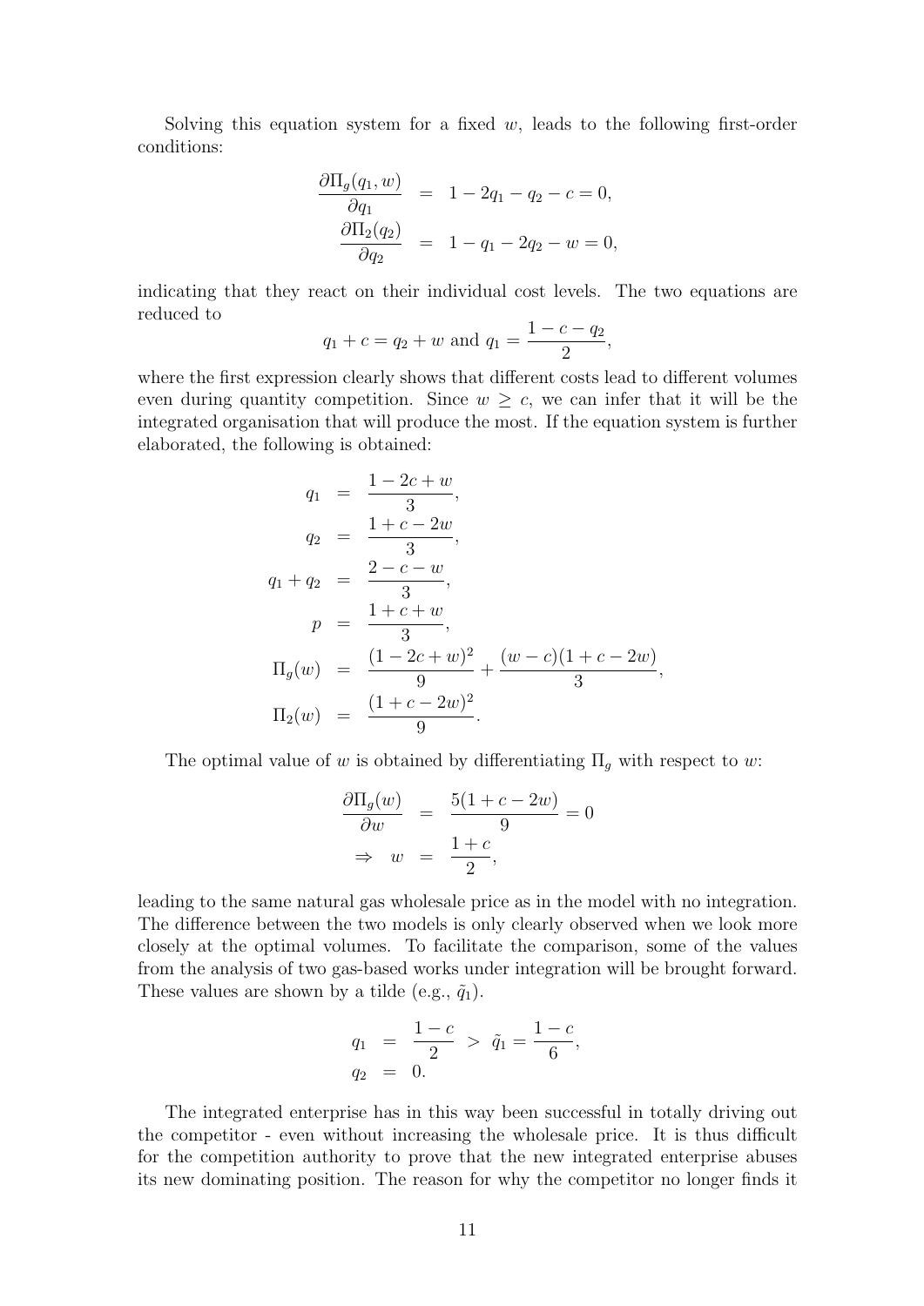Solving this equation system for a fixed $w$, leads to the following first-order conditions:

$$
\begin{aligned}
\frac{\partial \Pi_g(q_1, w)}{\partial q_1} &= 1 - 2q_1 - q_2 - c = 0, \\
\frac{\partial \Pi_2(q_2)}{\partial q_2} &= 1 - q_1 - 2q_2 - w = 0,
\end{aligned}
$$

indicating that they react on their individual cost levels. The two equations are reduced to

$$
q_1 + c = q_2 + w \text{ and } q_1 = \frac{1 - c - q_2}{2},
$$

where the first expression clearly shows that different costs lead to different volumes even during quantity competition. Since $w \geq c$, we can infer that it will be the integrated organisation that will produce the most. If the equation system is further elaborated, the following is obtained:

$$
\begin{aligned}
q_1 &= \frac{1 - 2c + w}{3}, \\
q_2 &= \frac{1 + c - 2w}{3}, \\
q_1 + q_2 &= \frac{2 - c - w}{3}, \\
p &= \frac{1 + c + w}{3}, \\
\Pi_g(w) &= \frac{(1 - 2c + w)^2}{9} + \frac{(w - c)(1 + c - 2w)}{3}, \\
\Pi_2(w) &= \frac{(1 + c - 2w)^2}{9}.
\end{aligned}
$$

The optimal value of $w$ is obtained by differentiating $\Pi_g$ with respect to $w$:

$$
\begin{aligned}
\frac{\partial \Pi_g(w)}{\partial w} &= \frac{5(1 + c - 2w)}{9} = 0 \\
\Rightarrow \quad w &= \frac{1 + c}{2},
\end{aligned}
$$

leading to the same natural gas wholesale price as in the model with no integration. The difference between the two models is only clearly observed when we look more closely at the optimal volumes. To facilitate the comparison, some of the values from the analysis of two gas-based works under integration will be brought forward. These values are shown by a tilde (e.g., $\tilde{q}_1$).

$$
\begin{aligned}
q_1 &= \frac{1 - c}{2} \; > \; \tilde{q}_1 = \frac{1 - c}{6}, \\
q_2 &= 0.
\end{aligned}
$$

The integrated enterprise has in this way been successful in totally driving out the competitor - even without increasing the wholesale price. It is thus difficult for the competition authority to prove that the new integrated enterprise abuses its new dominating position. The reason for why the competitor no longer finds it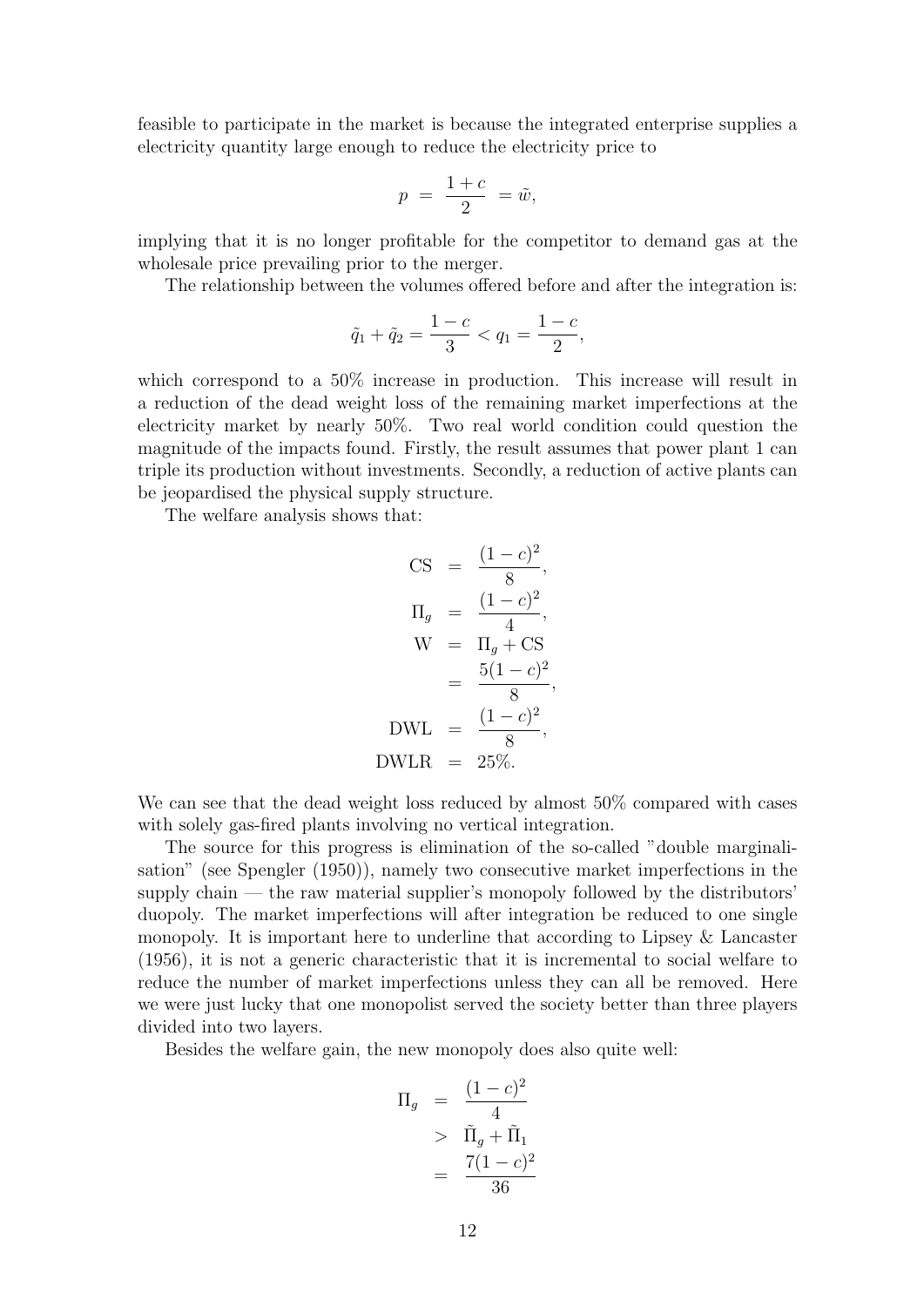feasible to participate in the market is because the integrated enterprise supplies a electricity quantity large enough to reduce the electricity price to

$$p \; = \; \frac{1+c}{2} \; = \tilde{w},$$

implying that it is no longer profitable for the competitor to demand gas at the wholesale price prevailing prior to the merger.

The relationship between the volumes offered before and after the integration is:

$$\tilde{q}_1 + \tilde{q}_2 = \frac{1-c}{3} < q_1 = \frac{1-c}{2},$$

which correspond to a 50% increase in production. This increase will result in a reduction of the dead weight loss of the remaining market imperfections at the electricity market by nearly 50%. Two real world condition could question the magnitude of the impacts found. Firstly, the result assumes that power plant 1 can triple its production without investments. Secondly, a reduction of active plants can be jeopardised the physical supply structure.

The welfare analysis shows that:

$$\begin{aligned}
\text{CS} &= \frac{(1-c)^2}{8}, \\
\Pi_g &= \frac{(1-c)^2}{4}, \\
\text{W} &= \Pi_g + \text{CS} \\
&= \frac{5(1-c)^2}{8}, \\
\text{DWL} &= \frac{(1-c)^2}{8}, \\
\text{DWLR} &= 25\%.
\end{aligned}$$

We can see that the dead weight loss reduced by almost 50% compared with cases with solely gas-fired plants involving no vertical integration.

The source for this progress is elimination of the so-called "double marginalisation" (see Spengler (1950)), namely two consecutive market imperfections in the supply chain — the raw material supplier's monopoly followed by the distributors' duopoly. The market imperfections will after integration be reduced to one single monopoly. It is important here to underline that according to Lipsey & Lancaster (1956), it is not a generic characteristic that it is incremental to social welfare to reduce the number of market imperfections unless they can all be removed. Here we were just lucky that one monopolist served the society better than three players divided into two layers.

Besides the welfare gain, the new monopoly does also quite well:

$$\begin{aligned}
\Pi_g &= \frac{(1-c)^2}{4} \\
&> \tilde{\Pi}_g + \tilde{\Pi}_1 \\
&= \frac{7(1-c)^2}{36}
\end{aligned}$$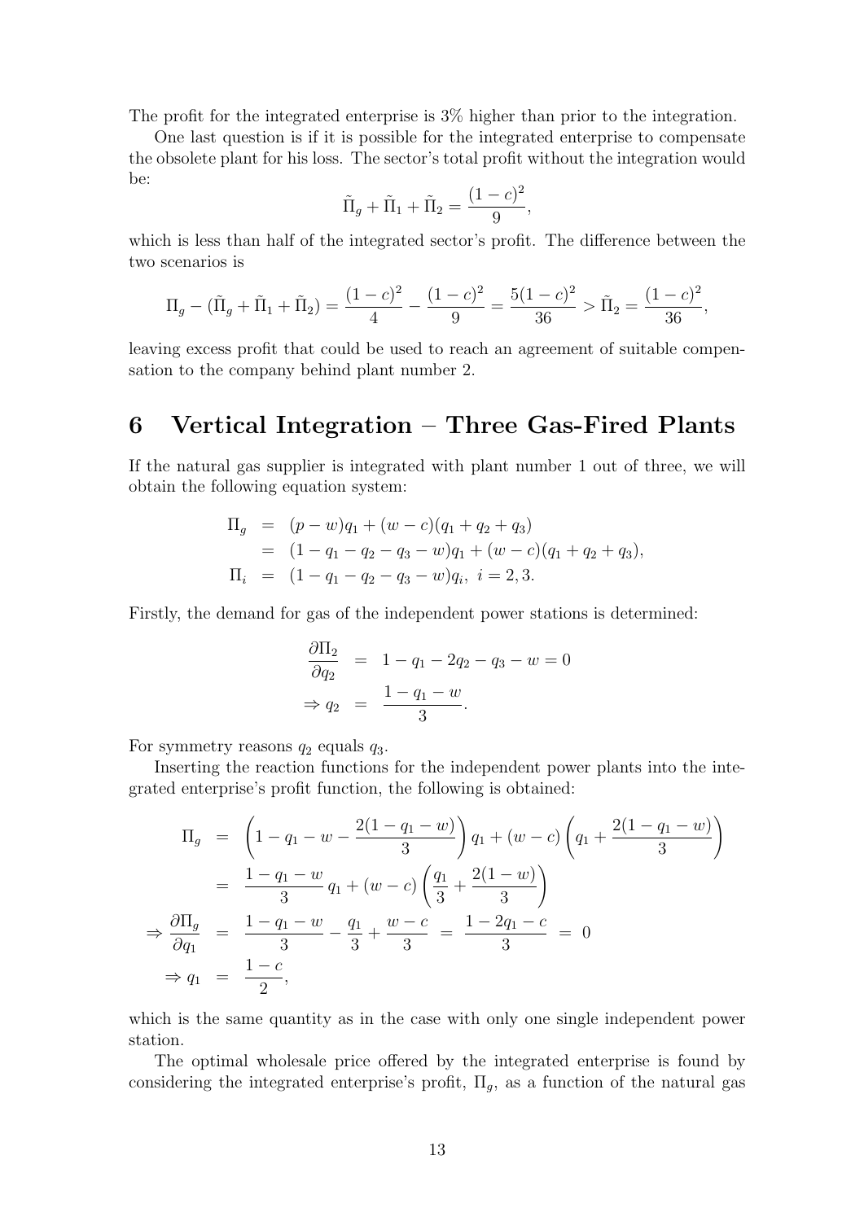The profit for the integrated enterprise is 3% higher than prior to the integration.

One last question is if it is possible for the integrated enterprise to compensate the obsolete plant for his loss. The sector's total profit without the integration would be:

$$\tilde{\Pi}_g + \tilde{\Pi}_1 + \tilde{\Pi}_2 = \frac{(1-c)^2}{9},$$

which is less than half of the integrated sector's profit. The difference between the two scenarios is

$$\Pi_g - (\tilde{\Pi}_g + \tilde{\Pi}_1 + \tilde{\Pi}_2) = \frac{(1-c)^2}{4} - \frac{(1-c)^2}{9} = \frac{5(1-c)^2}{36} > \tilde{\Pi}_2 = \frac{(1-c)^2}{36},$$

leaving excess profit that could be used to reach an agreement of suitable compensation to the company behind plant number 2.

# 6 Vertical Integration – Three Gas-Fired Plants

If the natural gas supplier is integrated with plant number 1 out of three, we will obtain the following equation system:

$$\begin{aligned}
\Pi_g &= (p-w)q_1 + (w-c)(q_1+q_2+q_3) \\
&= (1-q_1-q_2-q_3-w)q_1 + (w-c)(q_1+q_2+q_3), \\
\Pi_i &= (1-q_1-q_2-q_3-w)q_i, \ i = 2, 3.
\end{aligned}$$

Firstly, the demand for gas of the independent power stations is determined:

$$\begin{aligned}
\frac{\partial \Pi_2}{\partial q_2} &= 1 - q_1 - 2q_2 - q_3 - w = 0 \\
\Rightarrow q_2 &= \frac{1-q_1-w}{3}.
\end{aligned}$$

For symmetry reasons $q_2$ equals $q_3$.

Inserting the reaction functions for the independent power plants into the integrated enterprise's profit function, the following is obtained:

$$\begin{aligned}
\Pi_g &= \left(1 - q_1 - w - \frac{2(1-q_1-w)}{3}\right) q_1 + (w-c)\left(q_1 + \frac{2(1-q_1-w)}{3}\right) \\
&= \frac{1-q_1-w}{3}\, q_1 + (w-c)\left(\frac{q_1}{3} + \frac{2(1-w)}{3}\right) \\
\Rightarrow \frac{\partial \Pi_g}{\partial q_1} &= \frac{1-q_1-w}{3} - \frac{q_1}{3} + \frac{w-c}{3} \ = \ \frac{1-2q_1-c}{3} \ = \ 0 \\
\Rightarrow q_1 &= \frac{1-c}{2},
\end{aligned}$$

which is the same quantity as in the case with only one single independent power station.

The optimal wholesale price offered by the integrated enterprise is found by considering the integrated enterprise's profit, $\Pi_g$, as a function of the natural gas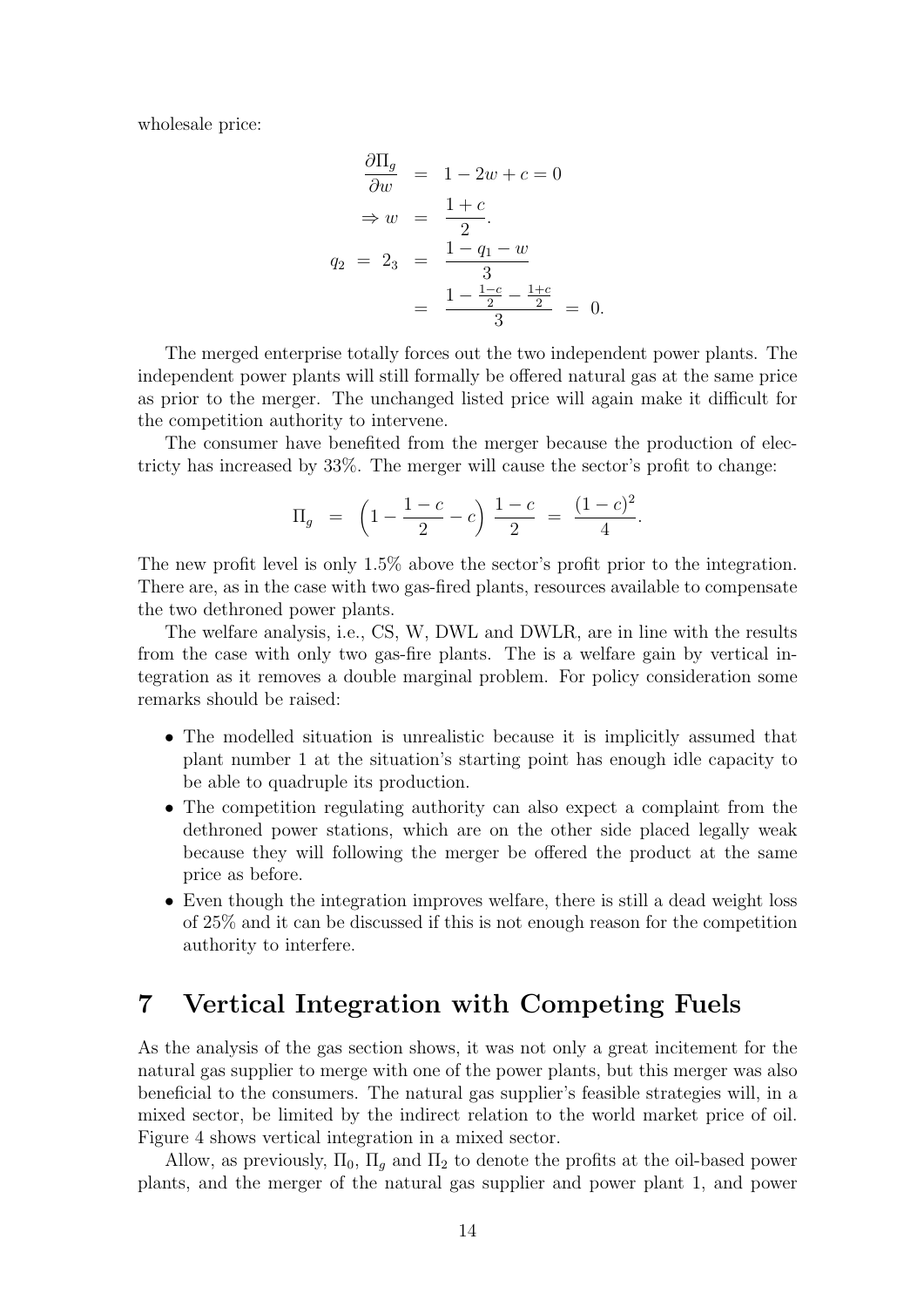wholesale price:

$$
\begin{aligned}
\frac{\partial \Pi_g}{\partial w} &= 1 - 2w + c = 0 \\
\Rightarrow w &= \frac{1+c}{2}. \\
q_2 \ = \ 2_3 &= \frac{1 - q_1 - w}{3} \\
&= \frac{1 - \frac{1-c}{2} - \frac{1+c}{2}}{3} \ = \ 0.
\end{aligned}
$$

The merged enterprise totally forces out the two independent power plants. The independent power plants will still formally be offered natural gas at the same price as prior to the merger. The unchanged listed price will again make it difficult for the competition authority to intervene.

The consumer have benefited from the merger because the production of electricty has increased by 33%. The merger will cause the sector's profit to change:

$$
\Pi_g \ = \ \left(1 - \frac{1-c}{2} - c\right) \frac{1-c}{2} \ = \ \frac{(1-c)^2}{4}.
$$

The new profit level is only 1.5% above the sector's profit prior to the integration. There are, as in the case with two gas-fired plants, resources available to compensate the two dethroned power plants.

The welfare analysis, i.e., CS, W, DWL and DWLR, are in line with the results from the case with only two gas-fire plants. The is a welfare gain by vertical integration as it removes a double marginal problem. For policy consideration some remarks should be raised:

- The modelled situation is unrealistic because it is implicitly assumed that plant number 1 at the situation's starting point has enough idle capacity to be able to quadruple its production.
- The competition regulating authority can also expect a complaint from the dethroned power stations, which are on the other side placed legally weak because they will following the merger be offered the product at the same price as before.
- Even though the integration improves welfare, there is still a dead weight loss of 25% and it can be discussed if this is not enough reason for the competition authority to interfere.

# 7 Vertical Integration with Competing Fuels

As the analysis of the gas section shows, it was not only a great incitement for the natural gas supplier to merge with one of the power plants, but this merger was also beneficial to the consumers. The natural gas supplier's feasible strategies will, in a mixed sector, be limited by the indirect relation to the world market price of oil. Figure 4 shows vertical integration in a mixed sector.

Allow, as previously, $\Pi_0$, $\Pi_g$ and $\Pi_2$ to denote the profits at the oil-based power plants, and the merger of the natural gas supplier and power plant 1, and power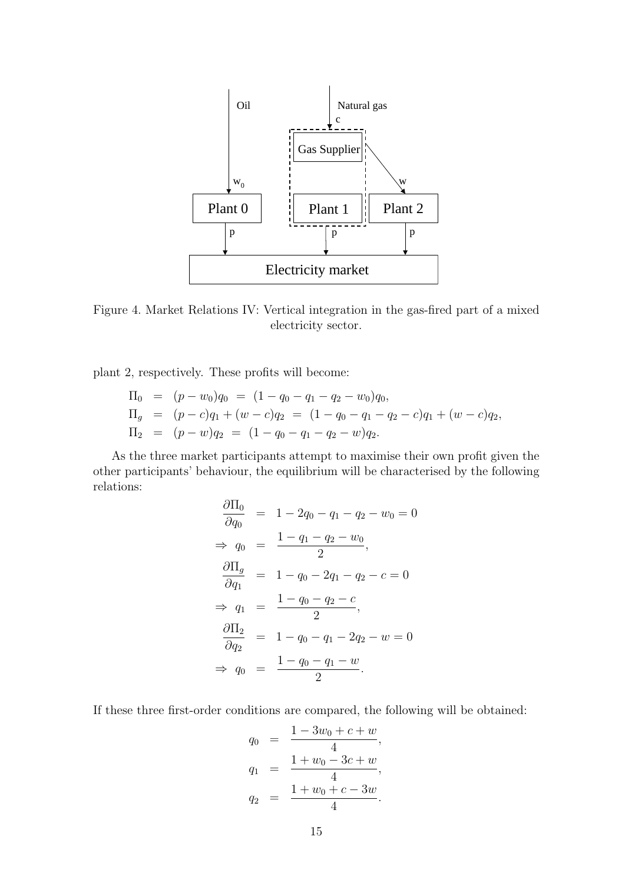Figure 4. Market Relations IV: Vertical integration in the gas-fired part of a mixed electricity sector.

plant 2, respectively. These profits will become:

$$
\begin{aligned}
\Pi_0 &= (p - w_0)q_0 \;=\; (1 - q_0 - q_1 - q_2 - w_0)q_0, \\
\Pi_g &= (p - c)q_1 + (w - c)q_2 \;=\; (1 - q_0 - q_1 - q_2 - c)q_1 + (w - c)q_2, \\
\Pi_2 &= (p - w)q_2 \;=\; (1 - q_0 - q_1 - q_2 - w)q_2.
\end{aligned}
$$

As the three market participants attempt to maximise their own profit given the other participants' behaviour, the equilibrium will be characterised by the following relations:

$$
\begin{aligned}
\frac{\partial \Pi_0}{\partial q_0} &= 1 - 2q_0 - q_1 - q_2 - w_0 = 0 \\
\Rightarrow\; q_0 &= \frac{1 - q_1 - q_2 - w_0}{2}, \\
\frac{\partial \Pi_g}{\partial q_1} &= 1 - q_0 - 2q_1 - q_2 - c = 0 \\
\Rightarrow\; q_1 &= \frac{1 - q_0 - q_2 - c}{2}, \\
\frac{\partial \Pi_2}{\partial q_2} &= 1 - q_0 - q_1 - 2q_2 - w = 0 \\
\Rightarrow\; q_0 &= \frac{1 - q_0 - q_1 - w}{2}.
\end{aligned}
$$

If these three first-order conditions are compared, the following will be obtained:

$$
\begin{aligned}
q_0 &= \frac{1 - 3w_0 + c + w}{4}, \\
q_1 &= \frac{1 + w_0 - 3c + w}{4}, \\
q_2 &= \frac{1 + w_0 + c - 3w}{4}.
\end{aligned}
$$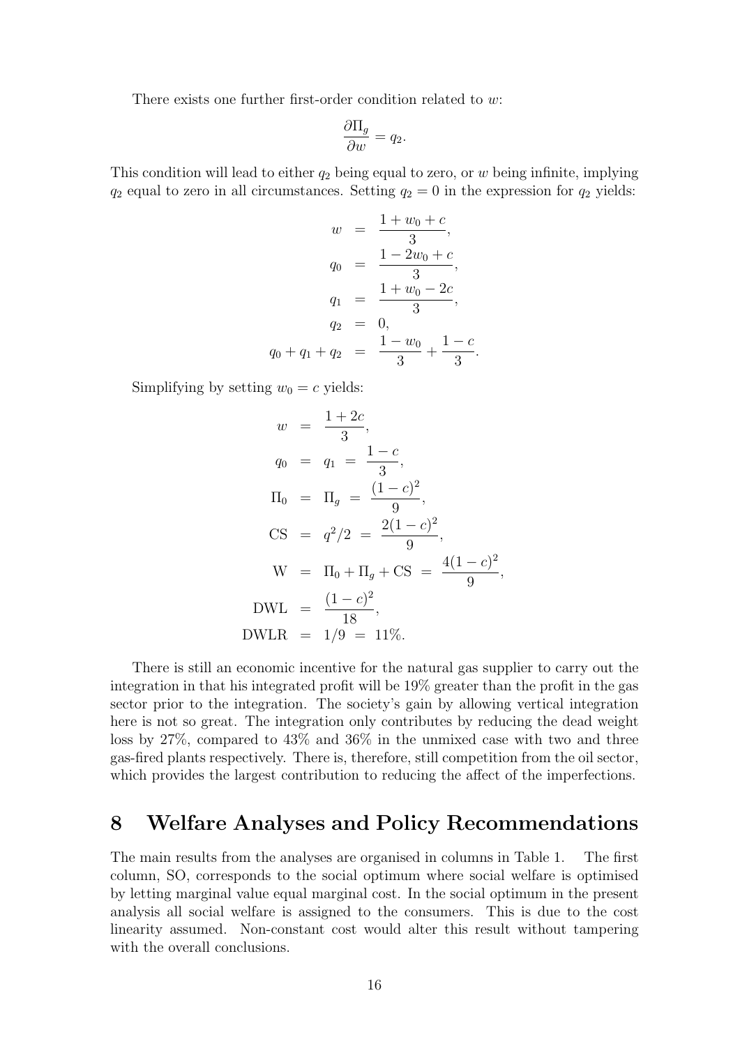There exists one further first-order condition related to $w$:

$$\frac{\partial \Pi_g}{\partial w} = q_2.$$

This condition will lead to either $q_2$ being equal to zero, or $w$ being infinite, implying $q_2$ equal to zero in all circumstances. Setting $q_2 = 0$ in the expression for $q_2$ yields:

$$\begin{aligned}
w &= \frac{1 + w_0 + c}{3}, \\
q_0 &= \frac{1 - 2w_0 + c}{3}, \\
q_1 &= \frac{1 + w_0 - 2c}{3}, \\
q_2 &= 0, \\
q_0 + q_1 + q_2 &= \frac{1 - w_0}{3} + \frac{1 - c}{3}.
\end{aligned}$$

Simplifying by setting $w_0 = c$ yields:

$$\begin{aligned}
w &= \frac{1 + 2c}{3}, \\
q_0 &= q_1 = \frac{1 - c}{3}, \\
\Pi_0 &= \Pi_g = \frac{(1 - c)^2}{9}, \\
\text{CS} &= q^2/2 = \frac{2(1 - c)^2}{9}, \\
\text{W} &= \Pi_0 + \Pi_g + \text{CS} = \frac{4(1 - c)^2}{9}, \\
\text{DWL} &= \frac{(1 - c)^2}{18}, \\
\text{DWLR} &= 1/9 = 11\%.
\end{aligned}$$

There is still an economic incentive for the natural gas supplier to carry out the integration in that his integrated profit will be 19% greater than the profit in the gas sector prior to the integration. The society's gain by allowing vertical integration here is not so great. The integration only contributes by reducing the dead weight loss by 27%, compared to 43% and 36% in the unmixed case with two and three gas-fired plants respectively. There is, therefore, still competition from the oil sector, which provides the largest contribution to reducing the affect of the imperfections.

# 8 Welfare Analyses and Policy Recommendations

The main results from the analyses are organised in columns in Table 1. The first column, SO, corresponds to the social optimum where social welfare is optimised by letting marginal value equal marginal cost. In the social optimum in the present analysis all social welfare is assigned to the consumers. This is due to the cost linearity assumed. Non-constant cost would alter this result without tampering with the overall conclusions.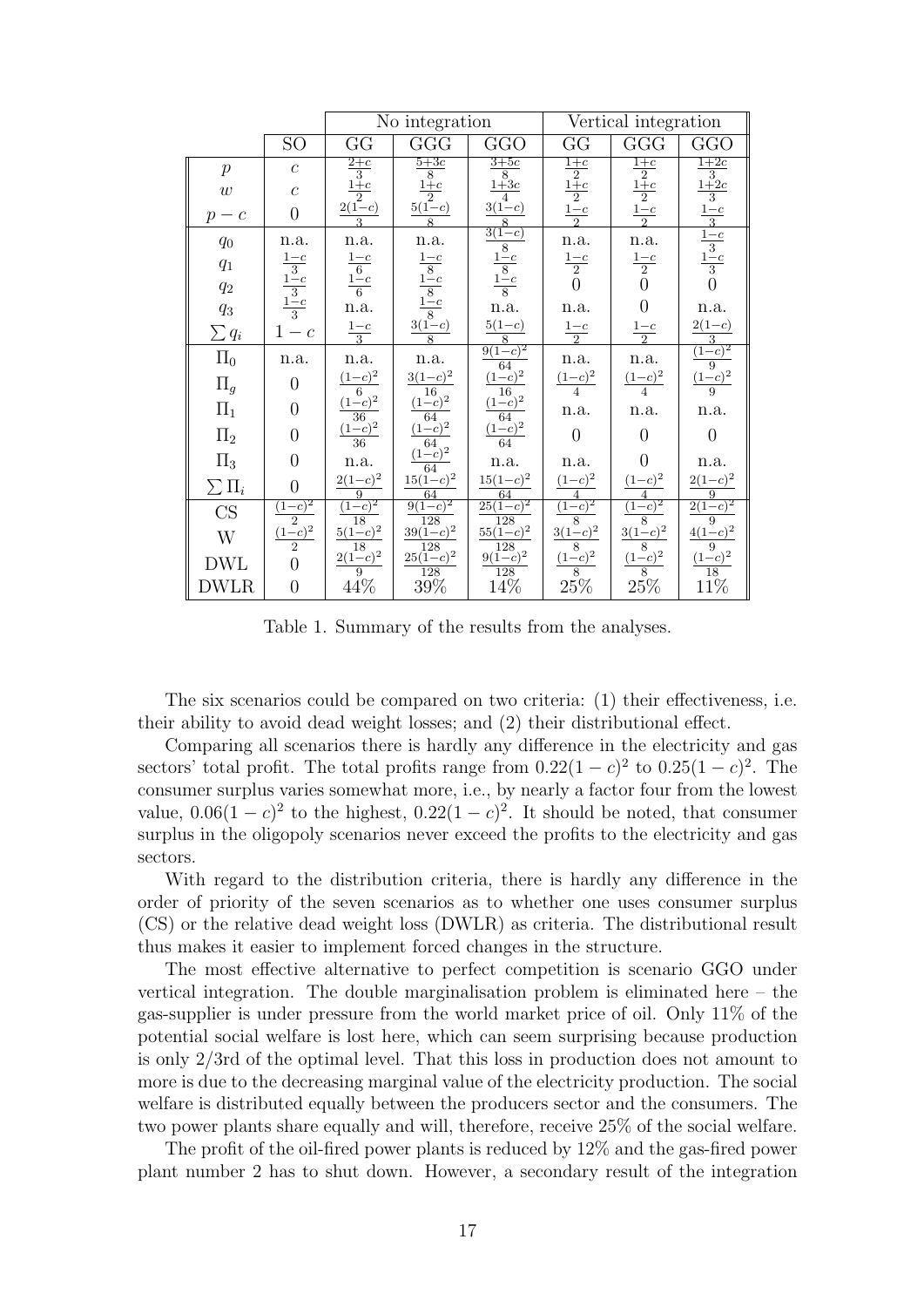| | | No integration | | | Vertical integration | | |
|---|---|---|---|---|---|---|---|
| | SO | GG | GGG | GGO | GG | GGG | GGO |
| $p$ | $c$ | $\frac{2+c}{3}$ | $\frac{5+3c}{8}$ | $\frac{3+5c}{8}$ | $\frac{1+c}{2}$ | $\frac{1+c}{2}$ | $\frac{1+2c}{3}$ |
| $w$ | $c$ | $\frac{1+c}{2}$ | $\frac{1+c}{2}$ | $\frac{1+3c}{4}$ | $\frac{1+c}{2}$ | $\frac{1+c}{2}$ | $\frac{1+2c}{3}$ |
| $p-c$ | $0$ | $\frac{2(1-c)}{3}$ | $\frac{5(1-c)}{8}$ | $\frac{3(1-c)}{8}$ | $\frac{1-c}{2}$ | $\frac{1-c}{2}$ | $\frac{1-c}{3}$ |
| $q_0$ | n.a. | n.a. | n.a. | $\frac{3(1-c)}{8}$ | n.a. | n.a. | $\frac{1-c}{3}$ |
| $q_1$ | $\frac{1-c}{3}$ | $\frac{1-c}{6}$ | $\frac{1-c}{8}$ | $\frac{1-c}{8}$ | $\frac{1-c}{2}$ | $\frac{1-c}{2}$ | $\frac{1-c}{3}$ |
| $q_2$ | $\frac{1-c}{3}$ | $\frac{1-c}{6}$ | $\frac{1-c}{8}$ | $\frac{1-c}{8}$ | $0$ | $0$ | $0$ |
| $q_3$ | $\frac{1-c}{3}$ | n.a. | $\frac{1-c}{8}$ | n.a. | n.a. | $0$ | n.a. |
| $\sum q_i$ | $1-c$ | $\frac{1-c}{3}$ | $\frac{3(1-c)}{8}$ | $\frac{5(1-c)}{8}$ | $\frac{1-c}{2}$ | $\frac{1-c}{2}$ | $\frac{2(1-c)}{3}$ |
| $\Pi_0$ | n.a. | n.a. | n.a. | $\frac{9(1-c)^2}{64}$ | n.a. | n.a. | $\frac{(1-c)^2}{9}$ |
| $\Pi_g$ | $0$ | $\frac{(1-c)^2}{6}$ | $\frac{3(1-c)^2}{16}$ | $\frac{(1-c)^2}{16}$ | $\frac{(1-c)^2}{4}$ | $\frac{(1-c)^2}{4}$ | $\frac{(1-c)^2}{9}$ |
| $\Pi_1$ | $0$ | $\frac{(1-c)^2}{36}$ | $\frac{(1-c)^2}{64}$ | $\frac{(1-c)^2}{64}$ | n.a. | n.a. | n.a. |
| $\Pi_2$ | $0$ | $\frac{(1-c)^2}{36}$ | $\frac{(1-c)^2}{64}$ | $\frac{(1-c)^2}{64}$ | $0$ | $0$ | $0$ |
| $\Pi_3$ | $0$ | n.a. | $\frac{(1-c)^2}{64}$ | n.a. | n.a. | $0$ | n.a. |
| $\sum \Pi_i$ | $0$ | $\frac{2(1-c)^2}{9}$ | $\frac{15(1-c)^2}{64}$ | $\frac{15(1-c)^2}{64}$ | $\frac{(1-c)^2}{4}$ | $\frac{(1-c)^2}{4}$ | $\frac{2(1-c)^2}{9}$ |
| CS | $\frac{(1-c)^2}{2}$ | $\frac{(1-c)^2}{18}$ | $\frac{9(1-c)^2}{128}$ | $\frac{25(1-c)^2}{128}$ | $\frac{(1-c)^2}{8}$ | $\frac{(1-c)^2}{8}$ | $\frac{2(1-c)^2}{9}$ |
| W | $\frac{(1-c)^2}{2}$ | $\frac{5(1-c)^2}{18}$ | $\frac{39(1-c)^2}{128}$ | $\frac{55(1-c)^2}{128}$ | $\frac{3(1-c)^2}{8}$ | $\frac{3(1-c)^2}{8}$ | $\frac{4(1-c)^2}{9}$ |
| DWL | $0$ | $\frac{2(1-c)^2}{9}$ | $\frac{25(1-c)^2}{128}$ | $\frac{9(1-c)^2}{128}$ | $\frac{(1-c)^2}{8}$ | $\frac{(1-c)^2}{8}$ | $\frac{(1-c)^2}{18}$ |
| DWLR | $0$ | 44% | 39% | 14% | 25% | 25% | 11% |

Table 1. Summary of the results from the analyses.

The six scenarios could be compared on two criteria: (1) their effectiveness, i.e. their ability to avoid dead weight losses; and (2) their distributional effect.

Comparing all scenarios there is hardly any difference in the electricity and gas sectors' total profit. The total profits range from $0.22(1-c)^2$ to $0.25(1-c)^2$. The consumer surplus varies somewhat more, i.e., by nearly a factor four from the lowest value, $0.06(1-c)^2$ to the highest, $0.22(1-c)^2$. It should be noted, that consumer surplus in the oligopoly scenarios never exceed the profits to the electricity and gas sectors.

With regard to the distribution criteria, there is hardly any difference in the order of priority of the seven scenarios as to whether one uses consumer surplus (CS) or the relative dead weight loss (DWLR) as criteria. The distributional result thus makes it easier to implement forced changes in the structure.

The most effective alternative to perfect competition is scenario GGO under vertical integration. The double marginalisation problem is eliminated here – the gas-supplier is under pressure from the world market price of oil. Only 11% of the potential social welfare is lost here, which can seem surprising because production is only 2/3rd of the optimal level. That this loss in production does not amount to more is due to the decreasing marginal value of the electricity production. The social welfare is distributed equally between the producers sector and the consumers. The two power plants share equally and will, therefore, receive 25% of the social welfare.

The profit of the oil-fired power plants is reduced by 12% and the gas-fired power plant number 2 has to shut down. However, a secondary result of the integration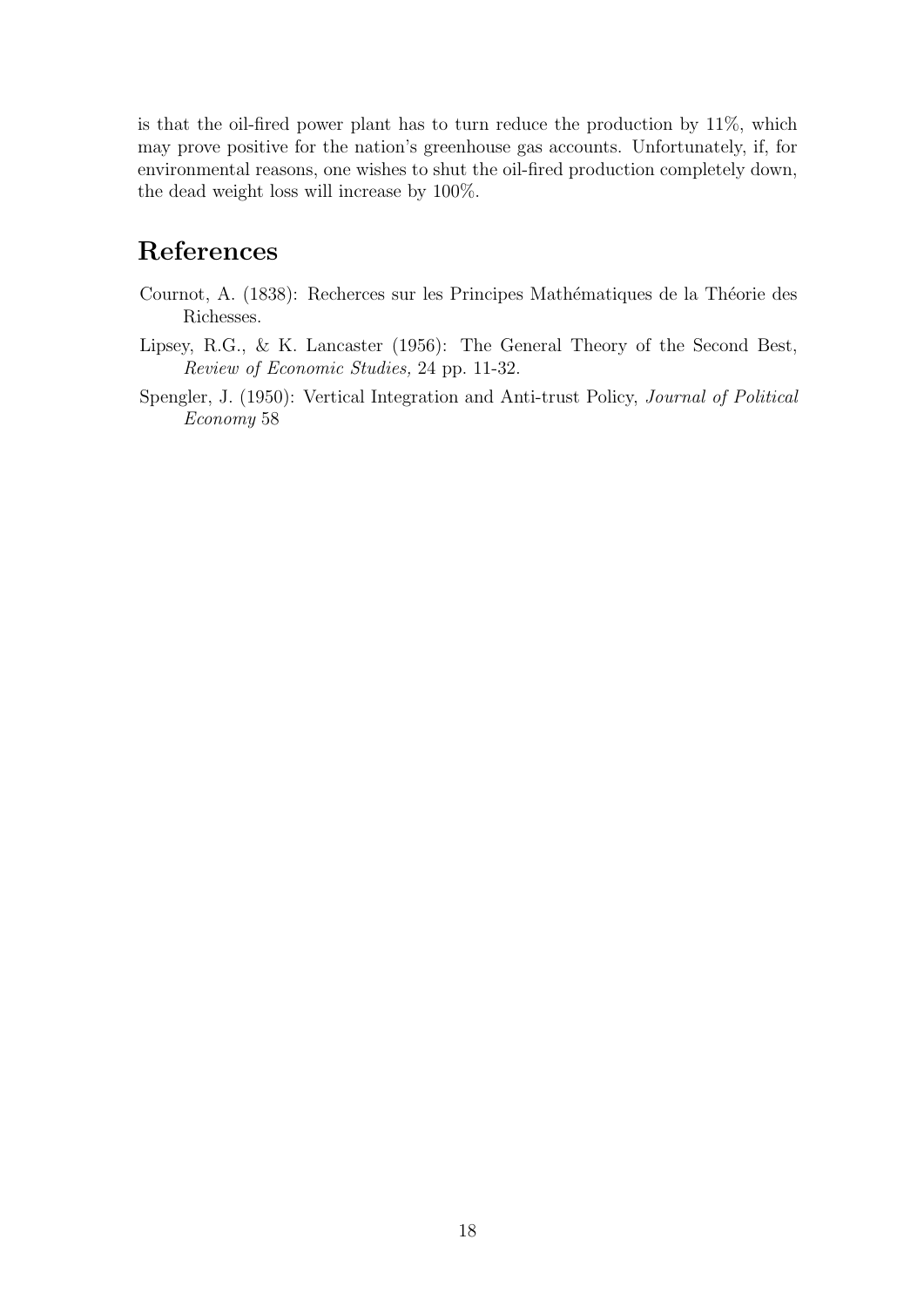is that the oil-fired power plant has to turn reduce the production by 11%, which may prove positive for the nation's greenhouse gas accounts. Unfortunately, if, for environmental reasons, one wishes to shut the oil-fired production completely down, the dead weight loss will increase by 100%.

## References

Cournot, A. (1838): Recherces sur les Principes Mathématiques de la Théorie des Richesses.

Lipsey, R.G., & K. Lancaster (1956): The General Theory of the Second Best, *Review of Economic Studies,* 24 pp. 11-32.

Spengler, J. (1950): Vertical Integration and Anti-trust Policy, *Journal of Political Economy* 58